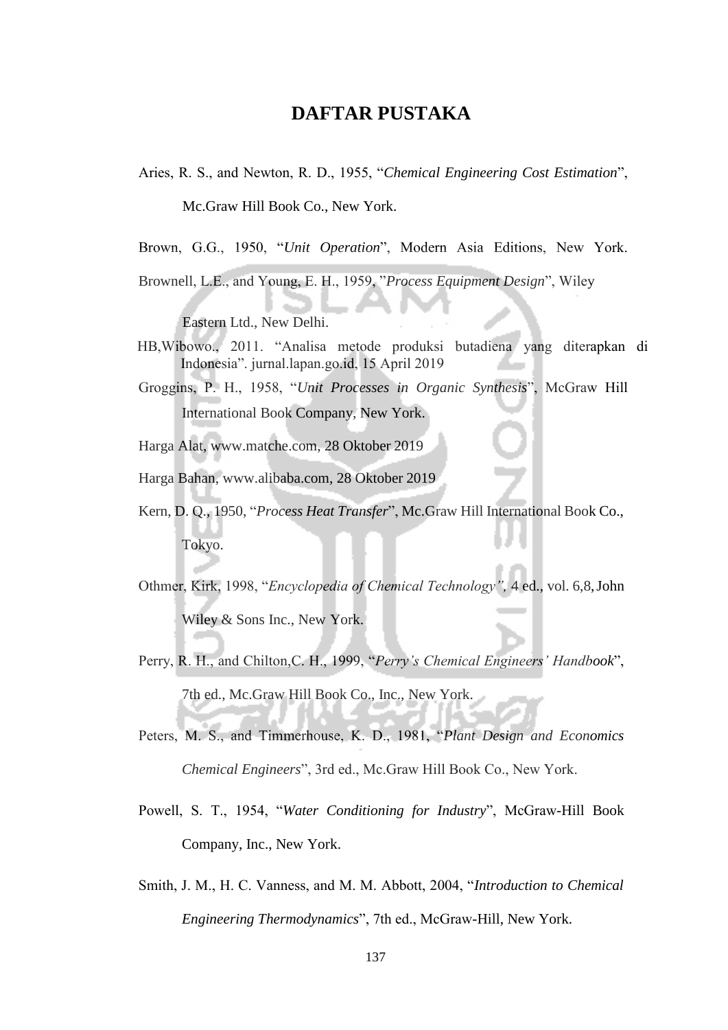# DAFTAR PUSTAKA

Aries, R. S., and Newton, R. D., 1955, "*Chemical Engineering Cost Estimation*", Mc.Graw Hill Book Co., New York.

Brown, G.G., 1950, "*Unit Operation*", Modern Asia Editions, New York.

Brownell, L.E., and Young, E. H., 1959, "*Process Equipment Design*", Wiley Eastern Ltd., New Delhi.

HB,Wibowo., 2011. "Analisa metode produksi butadiena yang diterapkan di Indonesia". jurnal.lapan.go.id, 15 April 2019

Groggins, P. H., 1958, "*Unit Processes in Organic Synthesis*", McGraw Hill International Book Company, New York.

Harga Alat, www.matche.com, 28 Oktober 2019

Harga Bahan, www.alibaba.com, 28 Oktober 2019

Kern, D. Q., 1950, "*Process Heat Transfer*", Mc.Graw Hill International Book Co., Tokyo.

Othmer, Kirk, 1998, "*Encyclopedia of Chemical Technology",* 4 ed., vol. 6,8, John Wiley & Sons Inc., New York.

Perry, R. H., and Chilton,C. H., 1999, "*Perry's Chemical Engineers' Handbook*", 7th ed., Mc.Graw Hill Book Co., Inc., New York.

Peters, M. S., and Timmerhouse, K. D., 1981, "*Plant Design and Economics Chemical Engineers*", 3rd ed., Mc.Graw Hill Book Co., New York.

Powell, S. T., 1954, "*Water Conditioning for Industry*", McGraw-Hill Book Company, Inc., New York.

Smith, J. M., H. C. Vanness, and M. M. Abbott, 2004, "*Introduction to Chemical Engineering Thermodynamics*", 7th ed., McGraw-Hill, New York.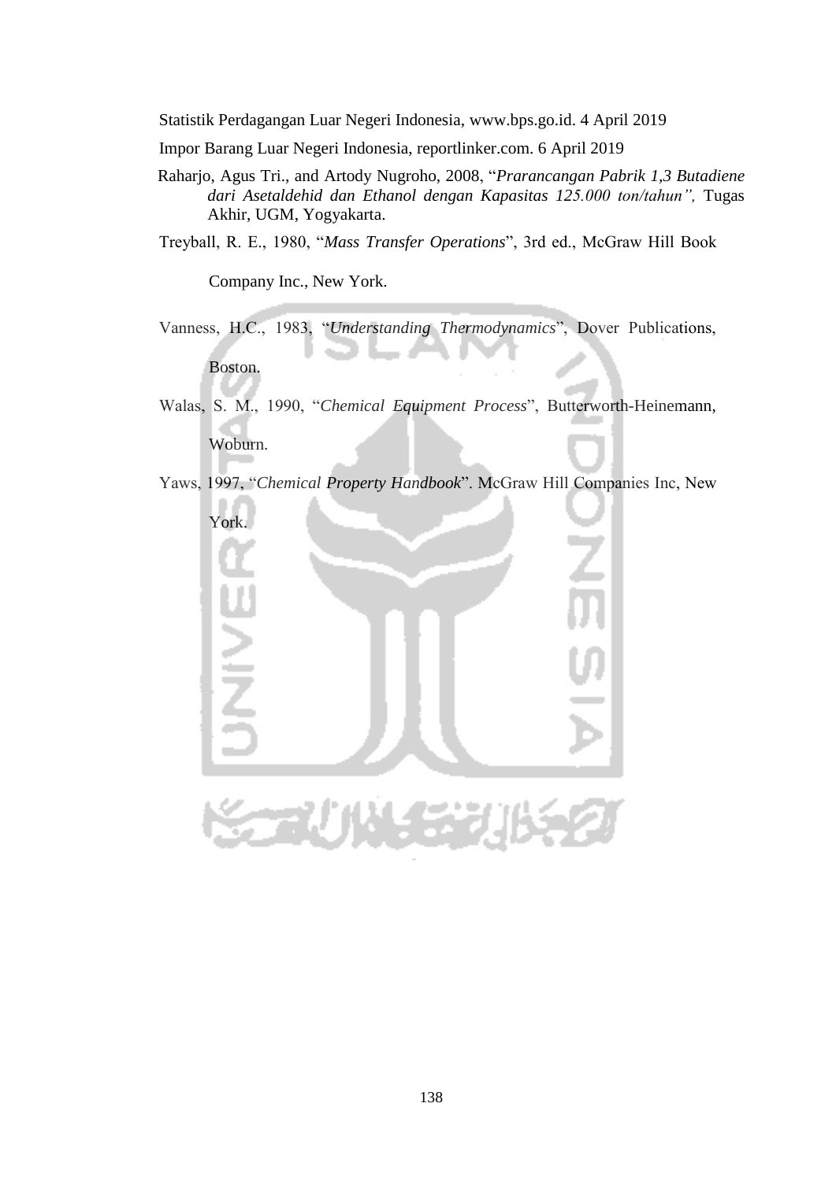Statistik Perdagangan Luar Negeri Indonesia, www.bps.go.id. 4 April 2019

Impor Barang Luar Negeri Indonesia, reportlinker.com. 6 April 2019

Raharjo, Agus Tri., and Artody Nugroho, 2008, "*Prarancangan Pabrik 1,3 Butadiene dari Asetaldehid dan Ethanol dengan Kapasitas 125.000 ton/tahun",* Tugas Akhir, UGM, Yogyakarta.

Treyball, R. E., 1980, "*Mass Transfer Operations*", 3rd ed., McGraw Hill Book Company Inc., New York.

Vanness, H.C., 1983, "*Understanding Thermodynamics*", Dover Publications, Boston.

Walas, S. M., 1990, "*Chemical Equipment Process*", Butterworth-Heinemann, Woburn.

Yaws, 1997, "*Chemical Property Handbook*". McGraw Hill Companies Inc, New York.